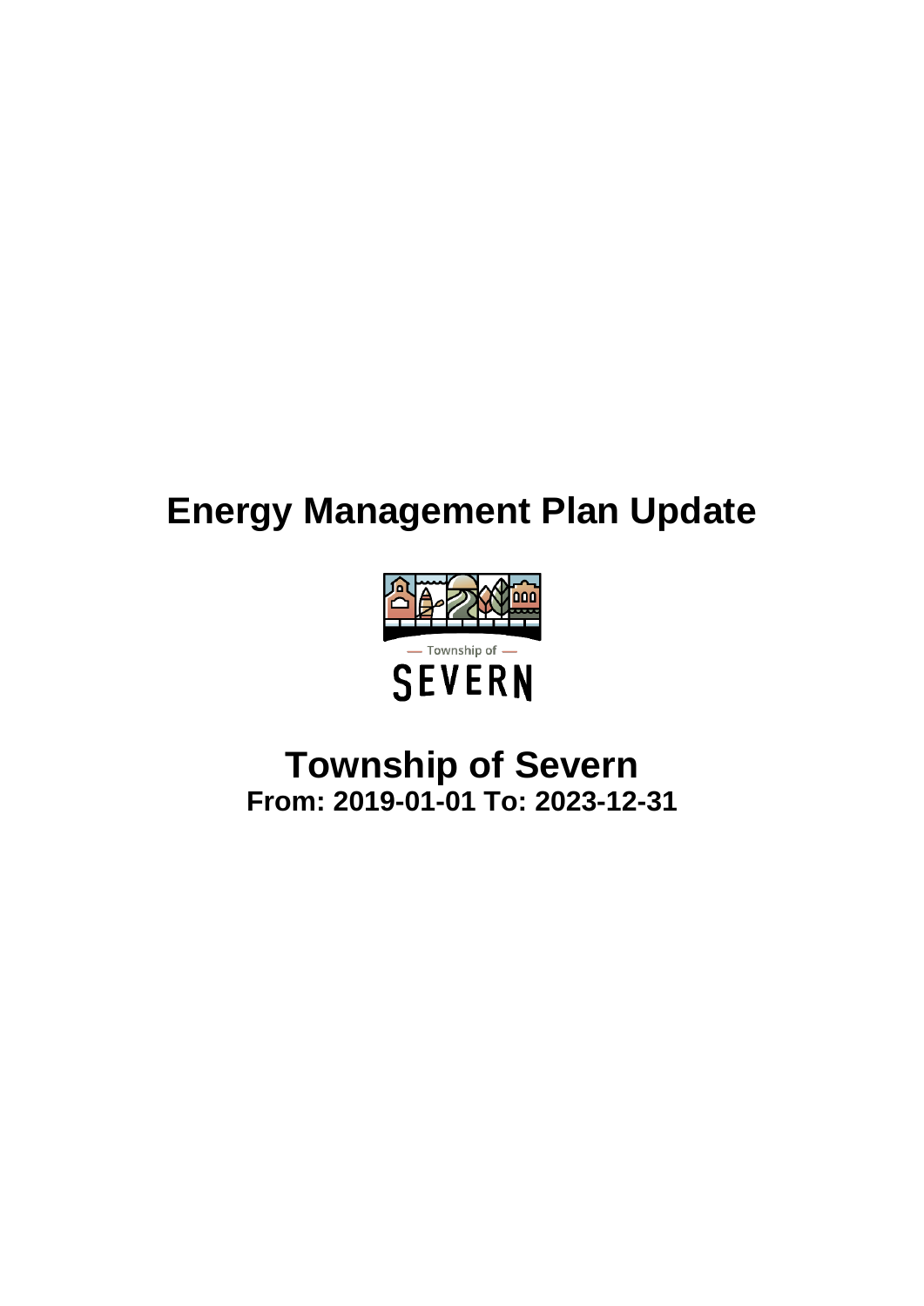# Energy Management Plan Update

— Township of —

SEVERN

## Township of Severn

**From: 2019-01-01 To: 2023-12-31**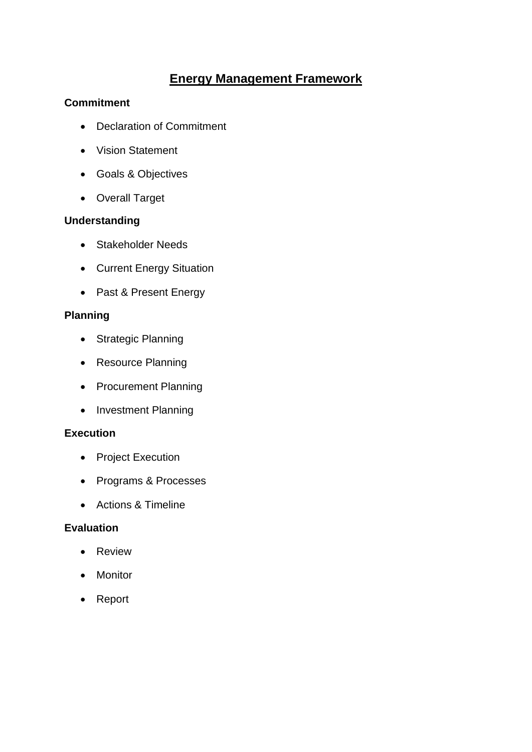# Energy Management Framework

**Commitment**

- Declaration of Commitment
- Vision Statement
- Goals & Objectives
- Overall Target

**Understanding**

- Stakeholder Needs
- Current Energy Situation
- Past & Present Energy

**Planning**

- Strategic Planning
- Resource Planning
- Procurement Planning
- Investment Planning

**Execution**

- Project Execution
- Programs & Processes
- Actions & Timeline

**Evaluation**

- Review
- Monitor
- Report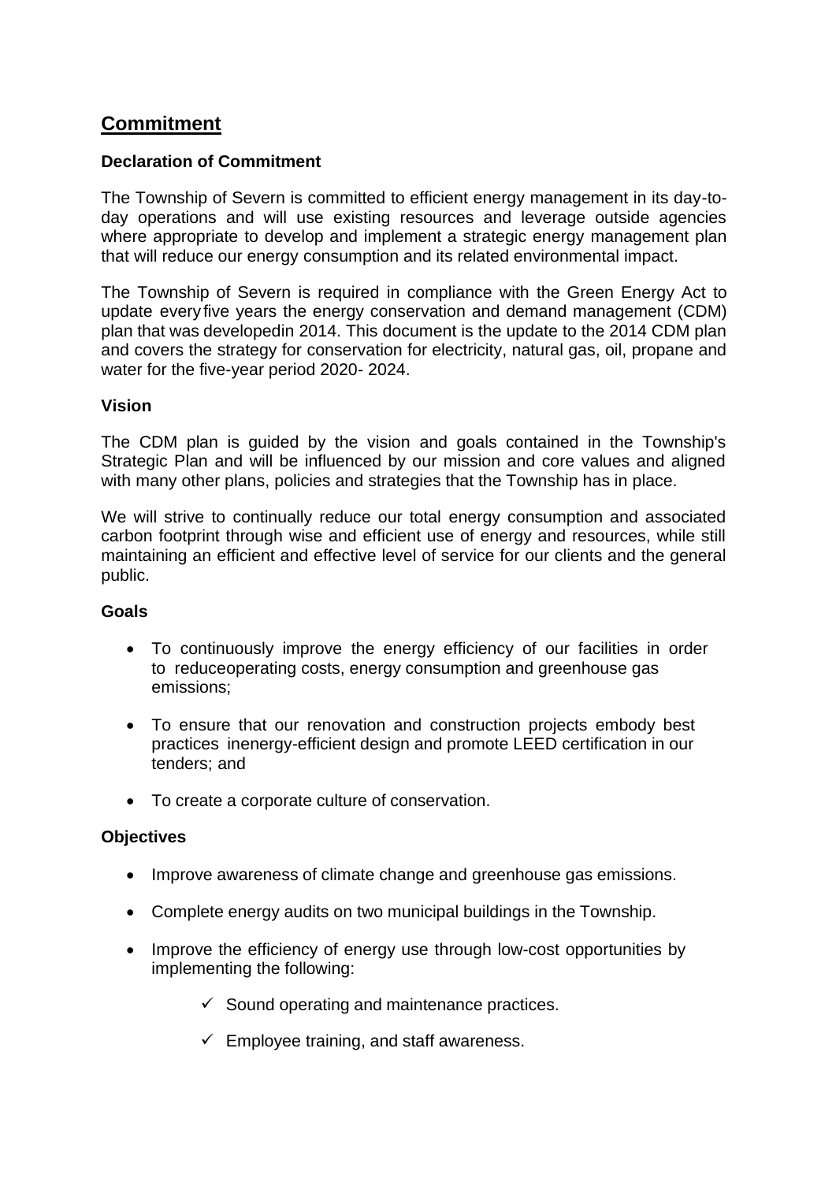# Commitment

### Declaration of Commitment

The Township of Severn is committed to efficient energy management in its day-to-day operations and will use existing resources and leverage outside agencies where appropriate to develop and implement a strategic energy management plan that will reduce our energy consumption and its related environmental impact.

The Township of Severn is required in compliance with the Green Energy Act to update every five years the energy conservation and demand management (CDM) plan that was developedin 2014. This document is the update to the 2014 CDM plan and covers the strategy for conservation for electricity, natural gas, oil, propane and water for the five-year period 2020- 2024.

### Vision

The CDM plan is guided by the vision and goals contained in the Township's Strategic Plan and will be influenced by our mission and core values and aligned with many other plans, policies and strategies that the Township has in place.

We will strive to continually reduce our total energy consumption and associated carbon footprint through wise and efficient use of energy and resources, while still maintaining an efficient and effective level of service for our clients and the general public.

### Goals

- To continuously improve the energy efficiency of our facilities in order to reduceoperating costs, energy consumption and greenhouse gas emissions;
- To ensure that our renovation and construction projects embody best practices inenergy-efficient design and promote LEED certification in our tenders; and
- To create a corporate culture of conservation.

### Objectives

- Improve awareness of climate change and greenhouse gas emissions.
- Complete energy audits on two municipal buildings in the Township.
- Improve the efficiency of energy use through low-cost opportunities by implementing the following:
  - ✓ Sound operating and maintenance practices.
  - ✓ Employee training, and staff awareness.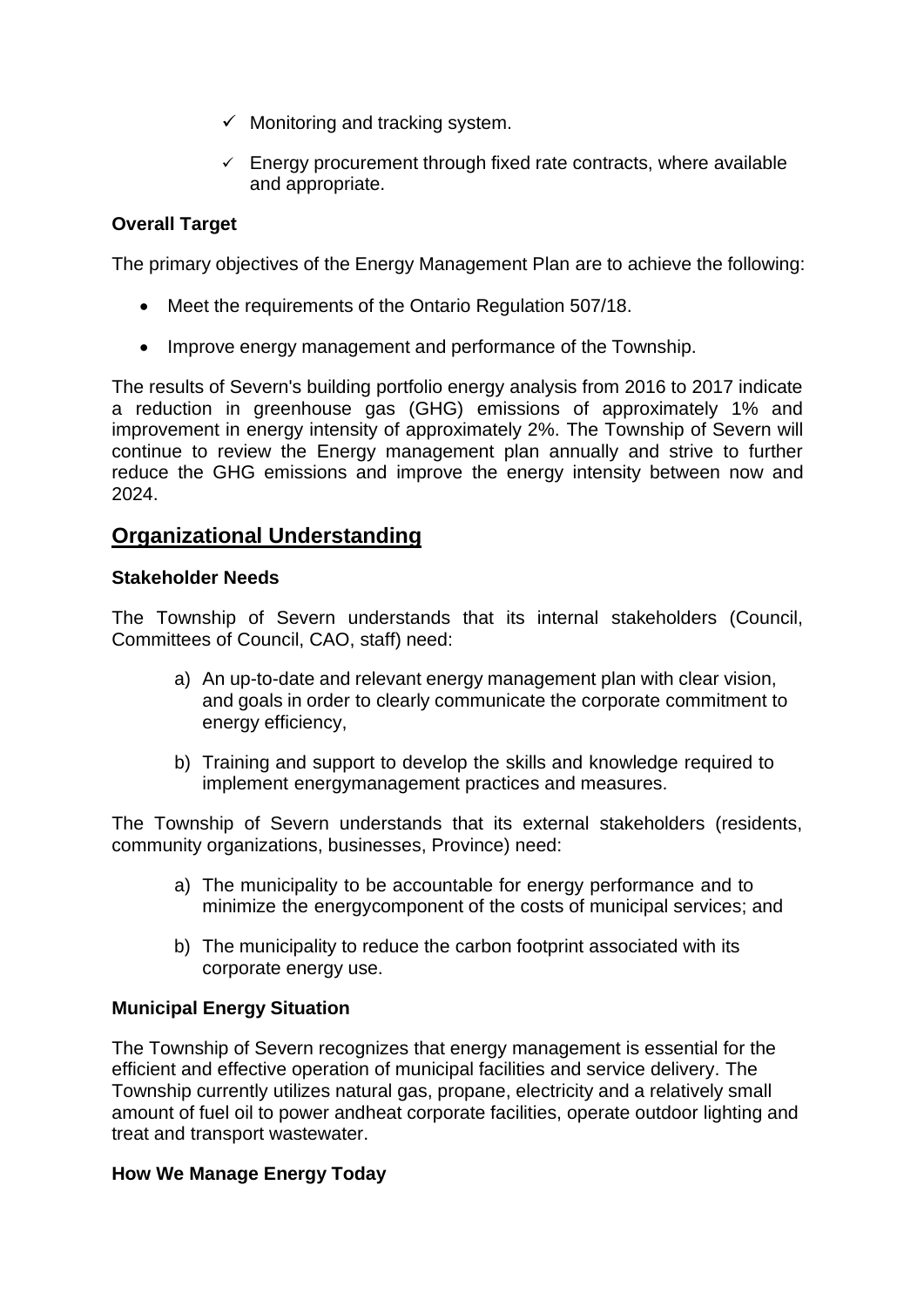- ✓ Monitoring and tracking system.
- ✓ Energy procurement through fixed rate contracts, where available and appropriate.

**Overall Target**

The primary objectives of the Energy Management Plan are to achieve the following:

- Meet the requirements of the Ontario Regulation 507/18.
- Improve energy management and performance of the Township.

The results of Severn's building portfolio energy analysis from 2016 to 2017 indicate a reduction in greenhouse gas (GHG) emissions of approximately 1% and improvement in energy intensity of approximately 2%. The Township of Severn will continue to review the Energy management plan annually and strive to further reduce the GHG emissions and improve the energy intensity between now and 2024.

## Organizational Understanding

**Stakeholder Needs**

The Township of Severn understands that its internal stakeholders (Council, Committees of Council, CAO, staff) need:

a) An up-to-date and relevant energy management plan with clear vision, and goals in order to clearly communicate the corporate commitment to energy efficiency,

b) Training and support to develop the skills and knowledge required to implement energymanagement practices and measures.

The Township of Severn understands that its external stakeholders (residents, community organizations, businesses, Province) need:

a) The municipality to be accountable for energy performance and to minimize the energycomponent of the costs of municipal services; and

b) The municipality to reduce the carbon footprint associated with its corporate energy use.

**Municipal Energy Situation**

The Township of Severn recognizes that energy management is essential for the efficient and effective operation of municipal facilities and service delivery. The Township currently utilizes natural gas, propane, electricity and a relatively small amount of fuel oil to power andheat corporate facilities, operate outdoor lighting and treat and transport wastewater.

**How We Manage Energy Today**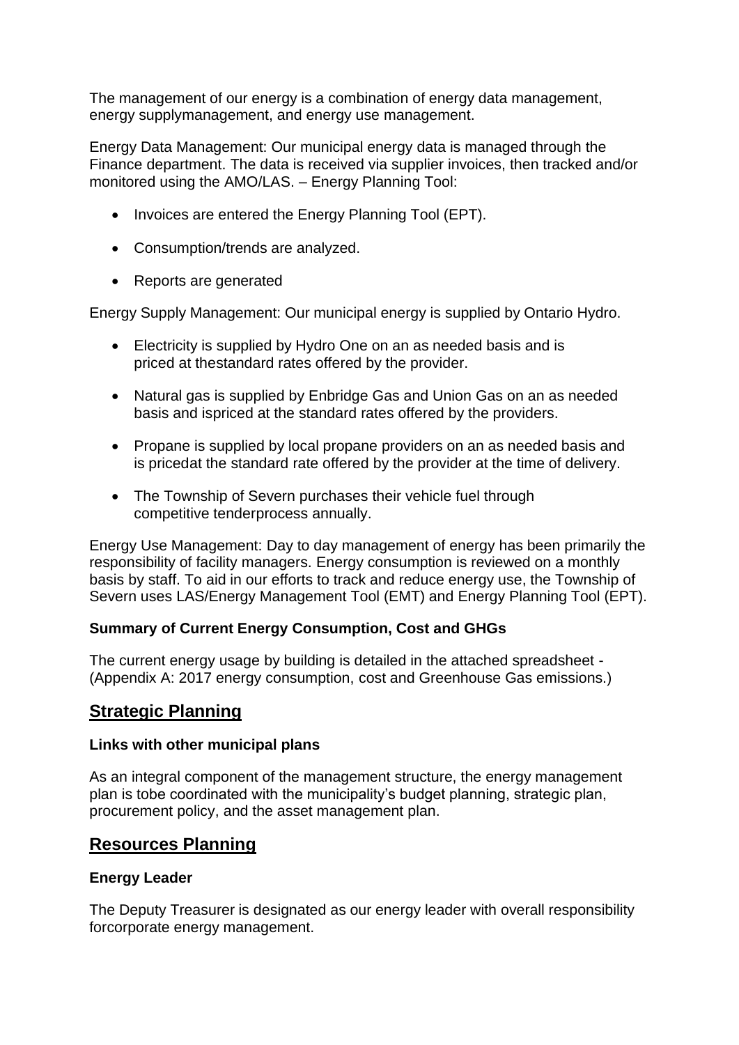The management of our energy is a combination of energy data management, energy supplymanagement, and energy use management.

Energy Data Management: Our municipal energy data is managed through the Finance department. The data is received via supplier invoices, then tracked and/or monitored using the AMO/LAS. – Energy Planning Tool:

- Invoices are entered the Energy Planning Tool (EPT).
- Consumption/trends are analyzed.
- Reports are generated

Energy Supply Management: Our municipal energy is supplied by Ontario Hydro.

- Electricity is supplied by Hydro One on an as needed basis and is priced at thestandard rates offered by the provider.
- Natural gas is supplied by Enbridge Gas and Union Gas on an as needed basis and ispriced at the standard rates offered by the providers.
- Propane is supplied by local propane providers on an as needed basis and is pricedat the standard rate offered by the provider at the time of delivery.
- The Township of Severn purchases their vehicle fuel through competitive tenderprocess annually.

Energy Use Management: Day to day management of energy has been primarily the responsibility of facility managers. Energy consumption is reviewed on a monthly basis by staff. To aid in our efforts to track and reduce energy use, the Township of Severn uses LAS/Energy Management Tool (EMT) and Energy Planning Tool (EPT).

**Summary of Current Energy Consumption, Cost and GHGs**

The current energy usage by building is detailed in the attached spreadsheet - (Appendix A: 2017 energy consumption, cost and Greenhouse Gas emissions.)

## Strategic Planning

**Links with other municipal plans**

As an integral component of the management structure, the energy management plan is tobe coordinated with the municipality's budget planning, strategic plan, procurement policy, and the asset management plan.

## Resources Planning

**Energy Leader**

The Deputy Treasurer is designated as our energy leader with overall responsibility forcorporate energy management.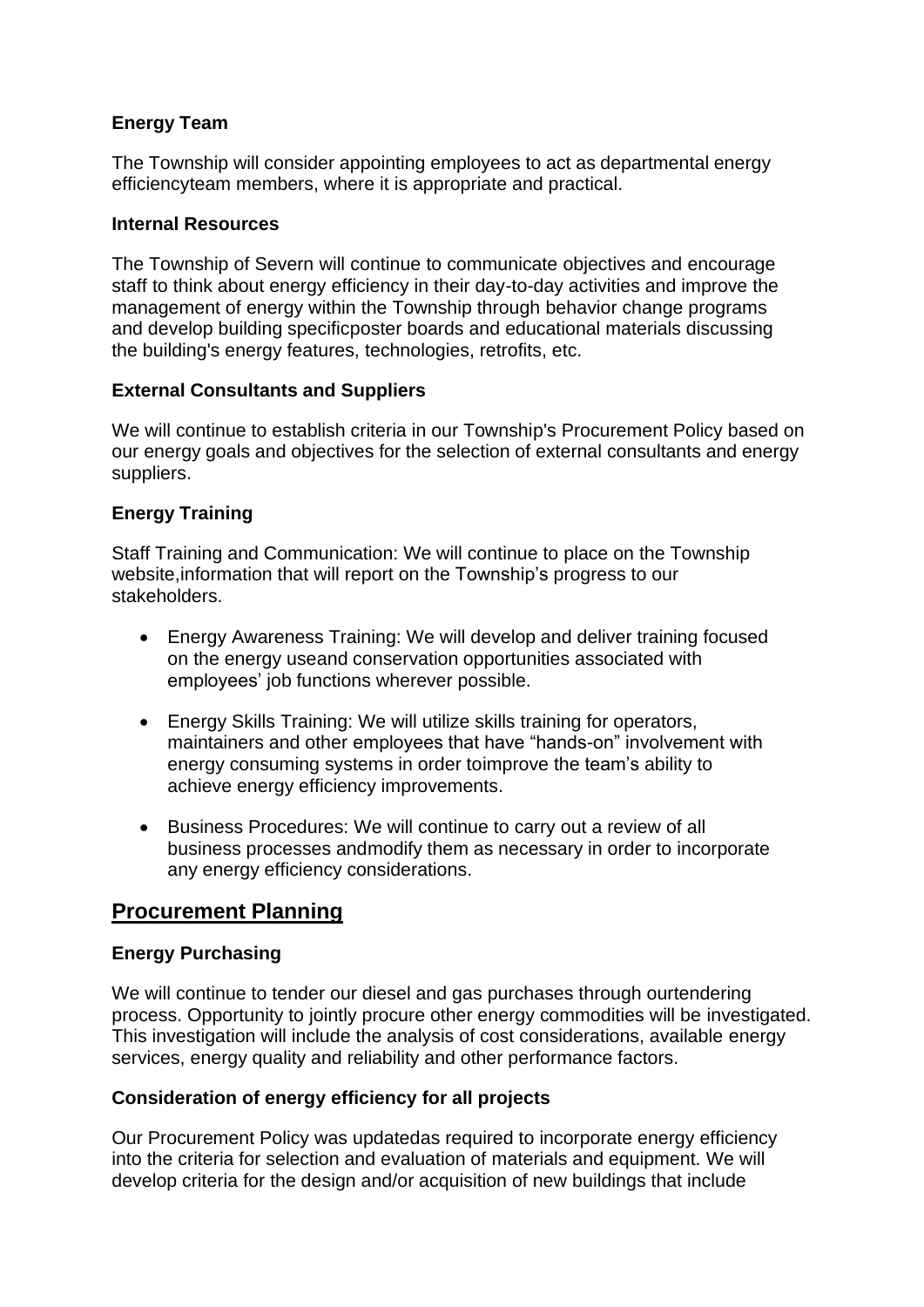**Energy Team**

The Township will consider appointing employees to act as departmental energy efficiencyteam members, where it is appropriate and practical.

**Internal Resources**

The Township of Severn will continue to communicate objectives and encourage staff to think about energy efficiency in their day-to-day activities and improve the management of energy within the Township through behavior change programs and develop building specificposter boards and educational materials discussing the building's energy features, technologies, retrofits, etc.

**External Consultants and Suppliers**

We will continue to establish criteria in our Township's Procurement Policy based on our energy goals and objectives for the selection of external consultants and energy suppliers.

**Energy Training**

Staff Training and Communication: We will continue to place on the Township website,information that will report on the Township's progress to our stakeholders.

- Energy Awareness Training: We will develop and deliver training focused on the energy useand conservation opportunities associated with employees' job functions wherever possible.
- Energy Skills Training: We will utilize skills training for operators, maintainers and other employees that have "hands-on" involvement with energy consuming systems in order toimprove the team's ability to achieve energy efficiency improvements.
- Business Procedures: We will continue to carry out a review of all business processes andmodify them as necessary in order to incorporate any energy efficiency considerations.

## Procurement Planning

**Energy Purchasing**

We will continue to tender our diesel and gas purchases through ourtendering process. Opportunity to jointly procure other energy commodities will be investigated. This investigation will include the analysis of cost considerations, available energy services, energy quality and reliability and other performance factors.

**Consideration of energy efficiency for all projects**

Our Procurement Policy was updatedas required to incorporate energy efficiency into the criteria for selection and evaluation of materials and equipment. We will develop criteria for the design and/or acquisition of new buildings that include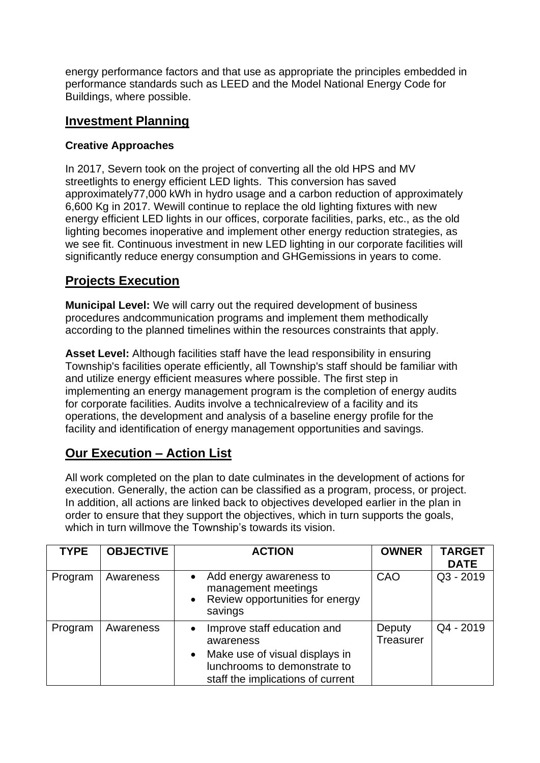energy performance factors and that use as appropriate the principles embedded in performance standards such as LEED and the Model National Energy Code for Buildings, where possible.

## Investment Planning

**Creative Approaches**

In 2017, Severn took on the project of converting all the old HPS and MV streetlights to energy efficient LED lights. This conversion has saved approximately77,000 kWh in hydro usage and a carbon reduction of approximately 6,600 Kg in 2017. Wewill continue to replace the old lighting fixtures with new energy efficient LED lights in our offices, corporate facilities, parks, etc., as the old lighting becomes inoperative and implement other energy reduction strategies, as we see fit. Continuous investment in new LED lighting in our corporate facilities will significantly reduce energy consumption and GHGemissions in years to come.

## Projects Execution

**Municipal Level:** We will carry out the required development of business procedures andcommunication programs and implement them methodically according to the planned timelines within the resources constraints that apply.

**Asset Level:** Although facilities staff have the lead responsibility in ensuring Township's facilities operate efficiently, all Township's staff should be familiar with and utilize energy efficient measures where possible. The first step in implementing an energy management program is the completion of energy audits for corporate facilities. Audits involve a technicalreview of a facility and its operations, the development and analysis of a baseline energy profile for the facility and identification of energy management opportunities and savings.

## Our Execution – Action List

All work completed on the plan to date culminates in the development of actions for execution. Generally, the action can be classified as a program, process, or project. In addition, all actions are linked back to objectives developed earlier in the plan in order to ensure that they support the objectives, which in turn supports the goals, which in turn willmove the Township's towards its vision.

| TYPE | OBJECTIVE | ACTION | OWNER | TARGET DATE |
|---|---|---|---|---|
| Program | Awareness | • Add energy awareness to management meetings<br>• Review opportunities for energy savings | CAO | Q3 - 2019 |
| Program | Awareness | • Improve staff education and awareness<br>• Make use of visual displays in lunchrooms to demonstrate to staff the implications of current | Deputy Treasurer | Q4 - 2019 |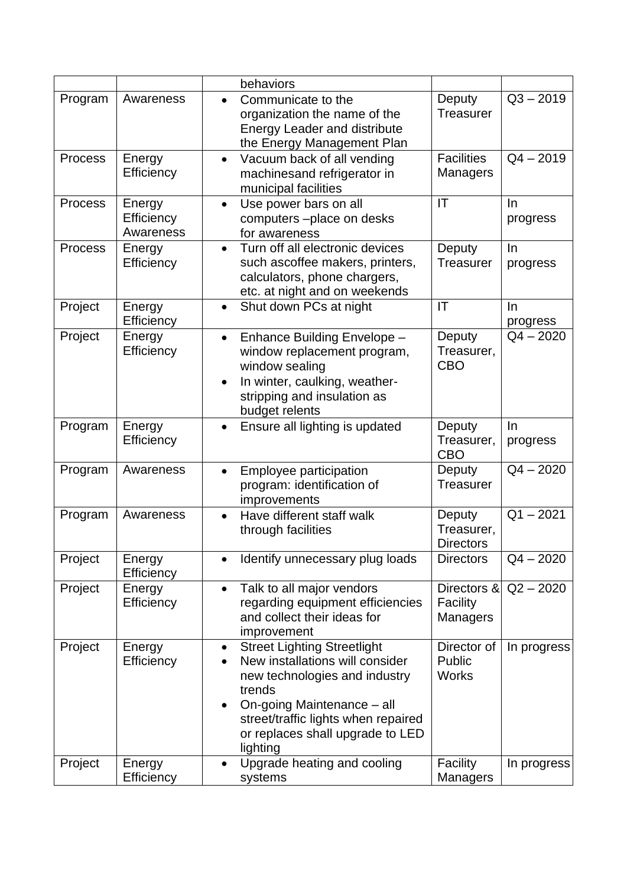| | | | | |
|---|---|---|---|---|
| | | behaviors | | |
| Program | Awareness | • Communicate to the organization the name of the Energy Leader and distribute the Energy Management Plan | Deputy Treasurer | Q3 – 2019 |
| Process | Energy Efficiency | • Vacuum back of all vending machinesand refrigerator in municipal facilities | Facilities Managers | Q4 – 2019 |
| Process | Energy Efficiency Awareness | • Use power bars on all computers –place on desks for awareness | IT | In progress |
| Process | Energy Efficiency | • Turn off all electronic devices such ascoffee makers, printers, calculators, phone chargers, etc. at night and on weekends | Deputy Treasurer | In progress |
| Project | Energy Efficiency | • Shut down PCs at night | IT | In progress |
| Project | Energy Efficiency | • Enhance Building Envelope – window replacement program, window sealing<br>• In winter, caulking, weather-stripping and insulation as budget relents | Deputy Treasurer, CBO | Q4 – 2020 |
| Program | Energy Efficiency | • Ensure all lighting is updated | Deputy Treasurer, CBO | In progress |
| Program | Awareness | • Employee participation program: identification of improvements | Deputy Treasurer | Q4 – 2020 |
| Program | Awareness | • Have different staff walk through facilities | Deputy Treasurer, Directors | Q1 – 2021 |
| Project | Energy Efficiency | • Identify unnecessary plug loads | Directors | Q4 – 2020 |
| Project | Energy Efficiency | • Talk to all major vendors regarding equipment efficiencies and collect their ideas for improvement | Directors & Facility Managers | Q2 – 2020 |
| Project | Energy Efficiency | • Street Lighting Streetlight<br>• New installations will consider new technologies and industry trends<br>• On-going Maintenance – all street/traffic lights when repaired or replaces shall upgrade to LED lighting | Director of Public Works | In progress |
| Project | Energy Efficiency | • Upgrade heating and cooling systems | Facility Managers | In progress |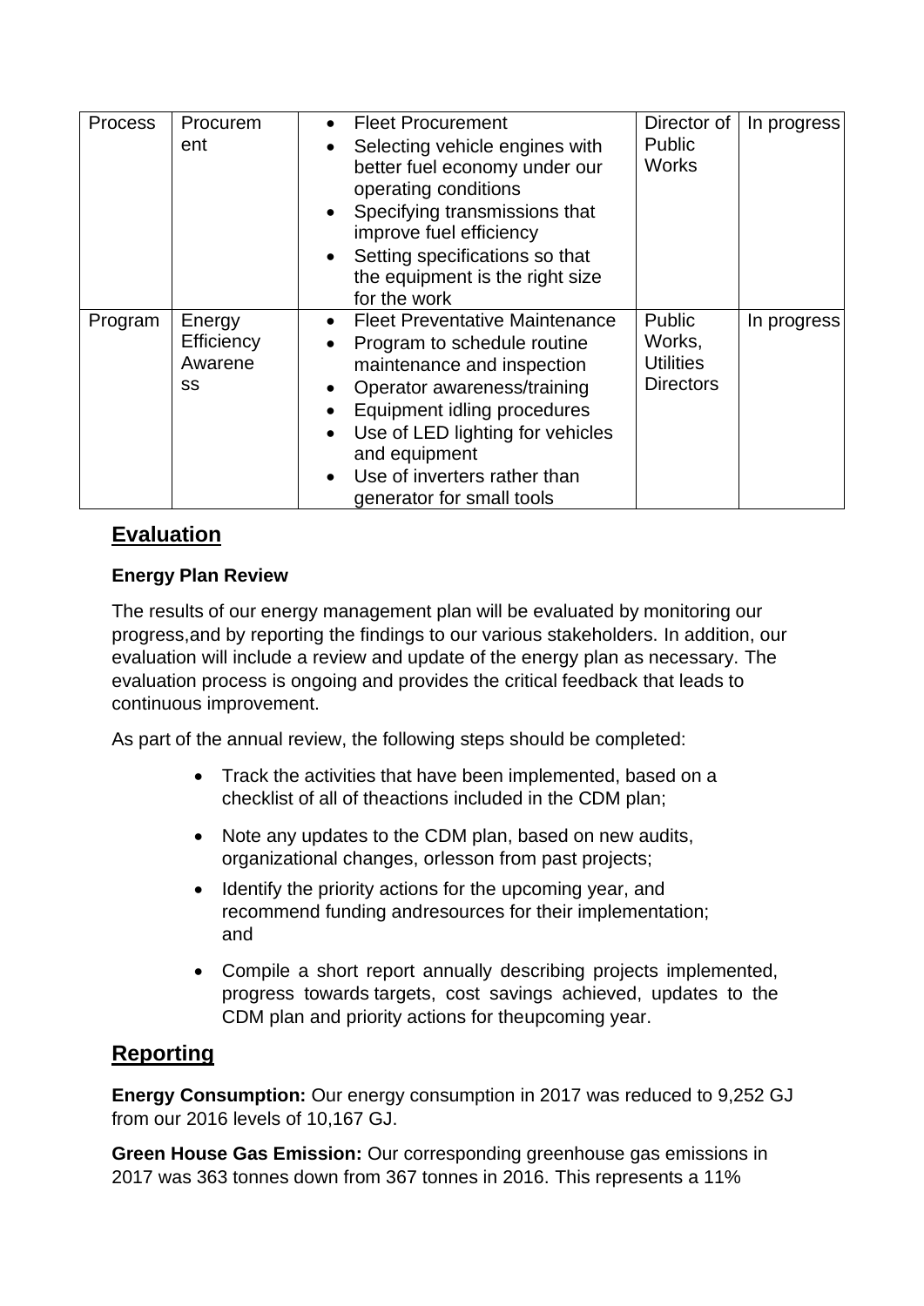| Process | Procurem ent | • Fleet Procurement<br>• Selecting vehicle engines with better fuel economy under our operating conditions<br>• Specifying transmissions that improve fuel efficiency<br>• Setting specifications so that the equipment is the right size for the work | Director of Public Works | In progress |
|---|---|---|---|---|
| Program | Energy Efficiency Awarene ss | • Fleet Preventative Maintenance<br>• Program to schedule routine maintenance and inspection<br>• Operator awareness/training<br>• Equipment idling procedures<br>• Use of LED lighting for vehicles and equipment<br>• Use of inverters rather than generator for small tools | Public Works, Utilities Directors | In progress |

## Evaluation

**Energy Plan Review**

The results of our energy management plan will be evaluated by monitoring our progress,and by reporting the findings to our various stakeholders. In addition, our evaluation will include a review and update of the energy plan as necessary. The evaluation process is ongoing and provides the critical feedback that leads to continuous improvement.

As part of the annual review, the following steps should be completed:

- Track the activities that have been implemented, based on a checklist of all of theactions included in the CDM plan;
- Note any updates to the CDM plan, based on new audits, organizational changes, orlesson from past projects;
- Identify the priority actions for the upcoming year, and recommend funding andresources for their implementation; and
- Compile a short report annually describing projects implemented, progress towards targets, cost savings achieved, updates to the CDM plan and priority actions for theupcoming year.

## Reporting

**Energy Consumption:** Our energy consumption in 2017 was reduced to 9,252 GJ from our 2016 levels of 10,167 GJ.

**Green House Gas Emission:** Our corresponding greenhouse gas emissions in 2017 was 363 tonnes down from 367 tonnes in 2016. This represents a 11%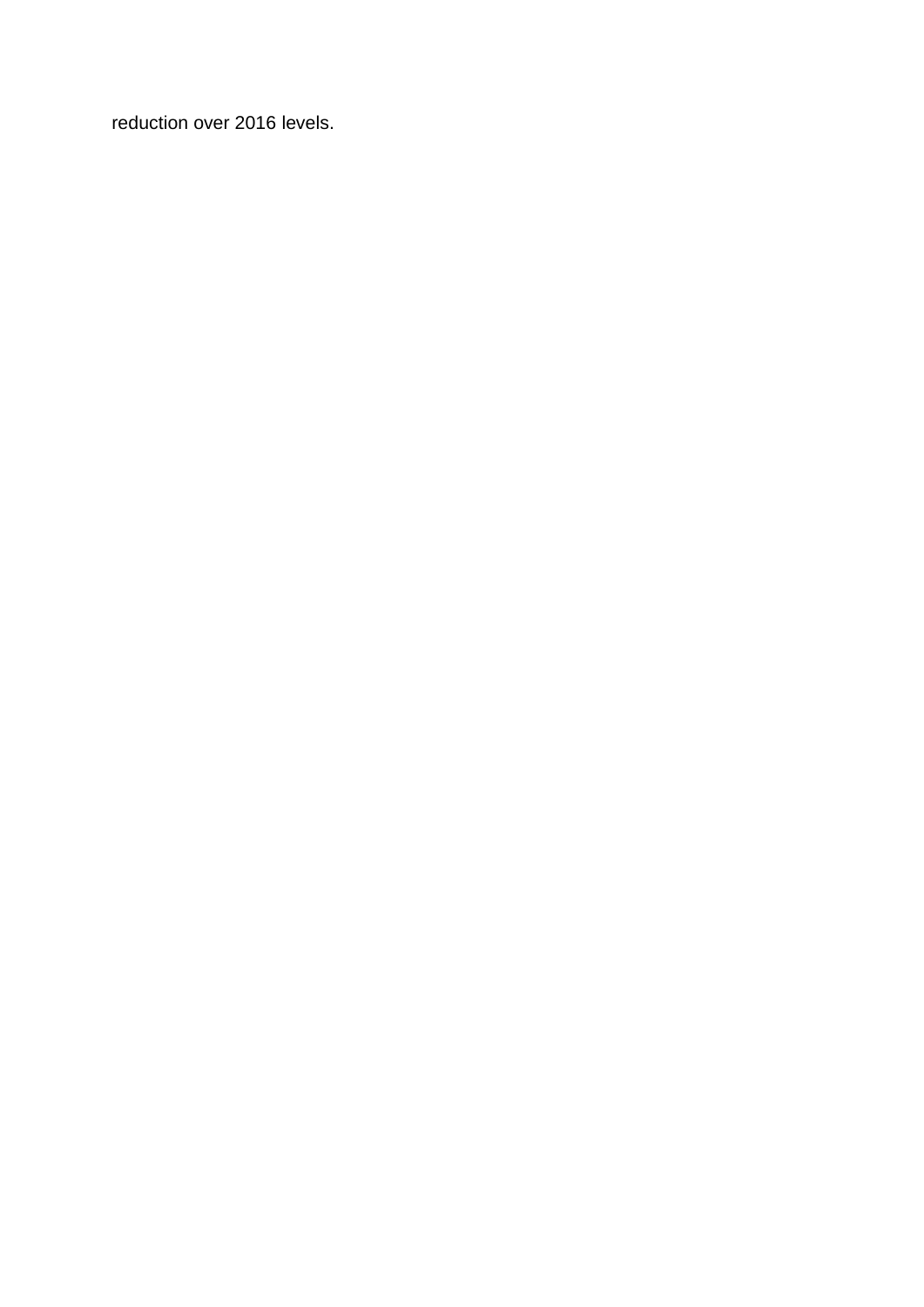reduction over 2016 levels.